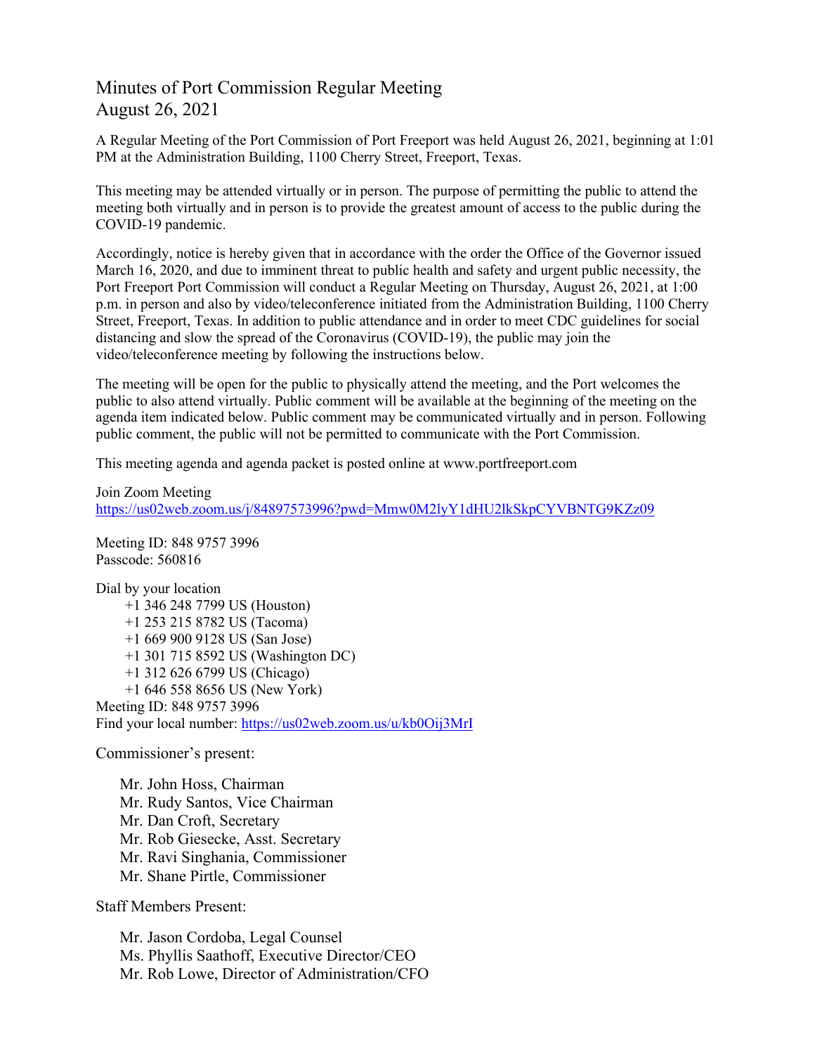# Minutes of Port Commission Regular Meeting
## August 26, 2021

A Regular Meeting of the Port Commission of Port Freeport was held August 26, 2021, beginning at 1:01 PM at the Administration Building, 1100 Cherry Street, Freeport, Texas.

This meeting may be attended virtually or in person. The purpose of permitting the public to attend the meeting both virtually and in person is to provide the greatest amount of access to the public during the COVID-19 pandemic.

Accordingly, notice is hereby given that in accordance with the order the Office of the Governor issued March 16, 2020, and due to imminent threat to public health and safety and urgent public necessity, the Port Freeport Port Commission will conduct a Regular Meeting on Thursday, August 26, 2021, at 1:00 p.m. in person and also by video/teleconference initiated from the Administration Building, 1100 Cherry Street, Freeport, Texas. In addition to public attendance and in order to meet CDC guidelines for social distancing and slow the spread of the Coronavirus (COVID-19), the public may join the video/teleconference meeting by following the instructions below.

The meeting will be open for the public to physically attend the meeting, and the Port welcomes the public to also attend virtually. Public comment will be available at the beginning of the meeting on the agenda item indicated below. Public comment may be communicated virtually and in person. Following public comment, the public will not be permitted to communicate with the Port Commission.

This meeting agenda and agenda packet is posted online at www.portfreeport.com

Join Zoom Meeting
https://us02web.zoom.us/j/84897573996?pwd=Mmw0M2lyY1dHU2lkSkpCYVBNTG9KZz09

Meeting ID: 848 9757 3996
Passcode: 560816

Dial by your location
- +1 346 248 7799 US (Houston)
- +1 253 215 8782 US (Tacoma)
- +1 669 900 9128 US (San Jose)
- +1 301 715 8592 US (Washington DC)
- +1 312 626 6799 US (Chicago)
- +1 646 558 8656 US (New York)

Meeting ID: 848 9757 3996
Find your local number: https://us02web.zoom.us/u/kb0Oij3MrI

Commissioner's present:

- Mr. John Hoss, Chairman
- Mr. Rudy Santos, Vice Chairman
- Mr. Dan Croft, Secretary
- Mr. Rob Giesecke, Asst. Secretary
- Mr. Ravi Singhania, Commissioner
- Mr. Shane Pirtle, Commissioner

Staff Members Present:

- Mr. Jason Cordoba, Legal Counsel
- Ms. Phyllis Saathoff, Executive Director/CEO
- Mr. Rob Lowe, Director of Administration/CFO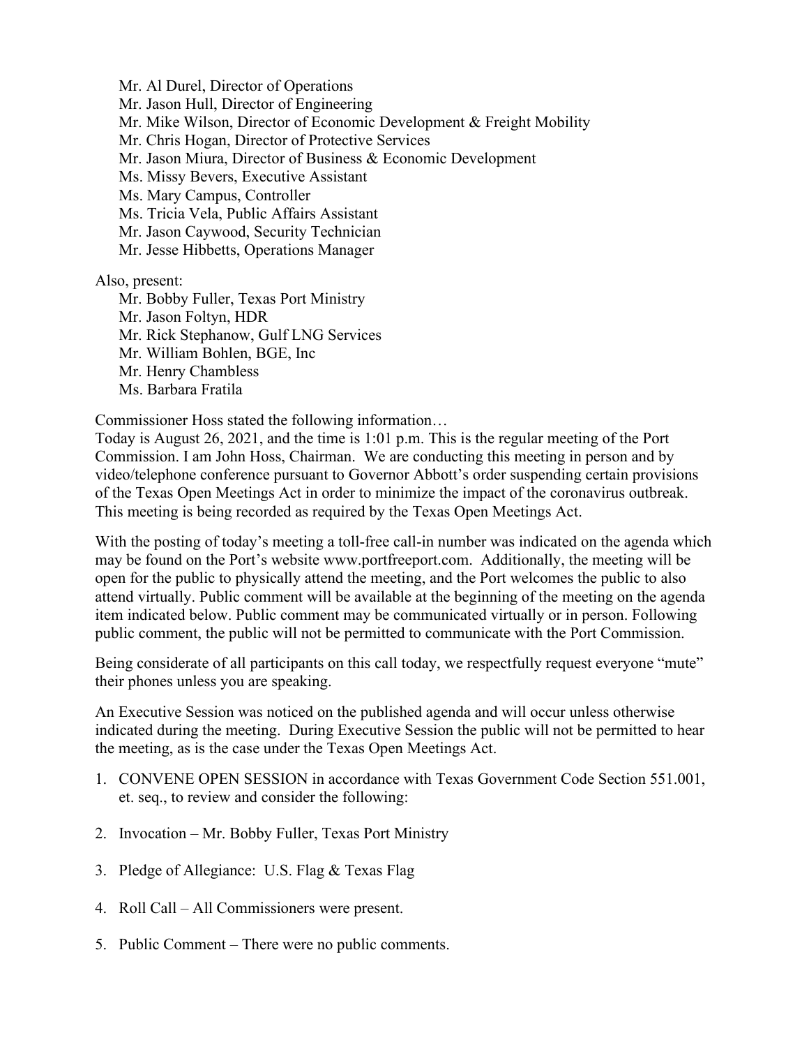Mr. Al Durel, Director of Operations
Mr. Jason Hull, Director of Engineering
Mr. Mike Wilson, Director of Economic Development & Freight Mobility
Mr. Chris Hogan, Director of Protective Services
Mr. Jason Miura, Director of Business & Economic Development
Ms. Missy Bevers, Executive Assistant
Ms. Mary Campus, Controller
Ms. Tricia Vela, Public Affairs Assistant
Mr. Jason Caywood, Security Technician
Mr. Jesse Hibbetts, Operations Manager

Also, present:

Mr. Bobby Fuller, Texas Port Ministry
Mr. Jason Foltyn, HDR
Mr. Rick Stephanow, Gulf LNG Services
Mr. William Bohlen, BGE, Inc
Mr. Henry Chambless
Ms. Barbara Fratila

Commissioner Hoss stated the following information…
Today is August 26, 2021, and the time is 1:01 p.m. This is the regular meeting of the Port Commission. I am John Hoss, Chairman. We are conducting this meeting in person and by video/telephone conference pursuant to Governor Abbott's order suspending certain provisions of the Texas Open Meetings Act in order to minimize the impact of the coronavirus outbreak. This meeting is being recorded as required by the Texas Open Meetings Act.

With the posting of today's meeting a toll-free call-in number was indicated on the agenda which may be found on the Port's website www.portfreeport.com. Additionally, the meeting will be open for the public to physically attend the meeting, and the Port welcomes the public to also attend virtually. Public comment will be available at the beginning of the meeting on the agenda item indicated below. Public comment may be communicated virtually or in person. Following public comment, the public will not be permitted to communicate with the Port Commission.

Being considerate of all participants on this call today, we respectfully request everyone "mute" their phones unless you are speaking.

An Executive Session was noticed on the published agenda and will occur unless otherwise indicated during the meeting. During Executive Session the public will not be permitted to hear the meeting, as is the case under the Texas Open Meetings Act.

1. CONVENE OPEN SESSION in accordance with Texas Government Code Section 551.001, et. seq., to review and consider the following:

2. Invocation – Mr. Bobby Fuller, Texas Port Ministry

3. Pledge of Allegiance: U.S. Flag & Texas Flag

4. Roll Call – All Commissioners were present.

5. Public Comment – There were no public comments.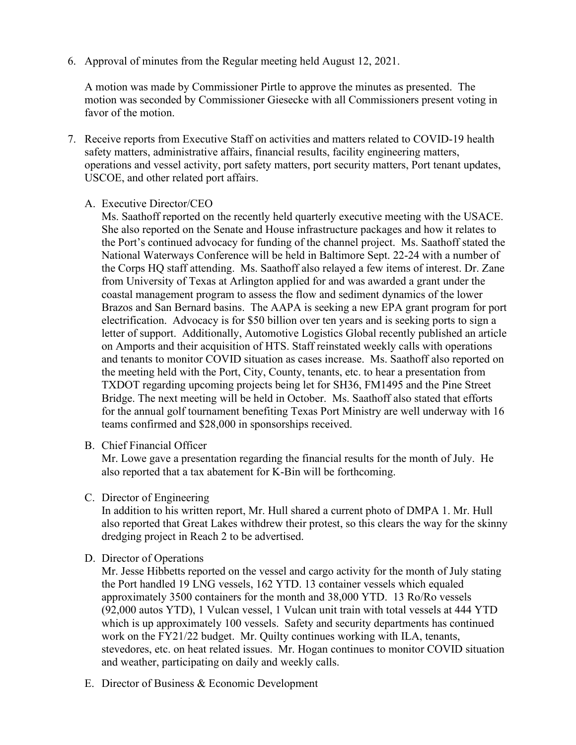6. Approval of minutes from the Regular meeting held August 12, 2021.

   A motion was made by Commissioner Pirtle to approve the minutes as presented. The motion was seconded by Commissioner Giesecke with all Commissioners present voting in favor of the motion.

7. Receive reports from Executive Staff on activities and matters related to COVID-19 health safety matters, administrative affairs, financial results, facility engineering matters, operations and vessel activity, port safety matters, port security matters, Port tenant updates, USCOE, and other related port affairs.

   A. Executive Director/CEO
      Ms. Saathoff reported on the recently held quarterly executive meeting with the USACE. She also reported on the Senate and House infrastructure packages and how it relates to the Port's continued advocacy for funding of the channel project. Ms. Saathoff stated the National Waterways Conference will be held in Baltimore Sept. 22-24 with a number of the Corps HQ staff attending. Ms. Saathoff also relayed a few items of interest. Dr. Zane from University of Texas at Arlington applied for and was awarded a grant under the coastal management program to assess the flow and sediment dynamics of the lower Brazos and San Bernard basins. The AAPA is seeking a new EPA grant program for port electrification. Advocacy is for $50 billion over ten years and is seeking ports to sign a letter of support. Additionally, Automotive Logistics Global recently published an article on Amports and their acquisition of HTS. Staff reinstated weekly calls with operations and tenants to monitor COVID situation as cases increase. Ms. Saathoff also reported on the meeting held with the Port, City, County, tenants, etc. to hear a presentation from TXDOT regarding upcoming projects being let for SH36, FM1495 and the Pine Street Bridge. The next meeting will be held in October. Ms. Saathoff also stated that efforts for the annual golf tournament benefiting Texas Port Ministry are well underway with 16 teams confirmed and $28,000 in sponsorships received.

   B. Chief Financial Officer
      Mr. Lowe gave a presentation regarding the financial results for the month of July. He also reported that a tax abatement for K-Bin will be forthcoming.

   C. Director of Engineering
      In addition to his written report, Mr. Hull shared a current photo of DMPA 1. Mr. Hull also reported that Great Lakes withdrew their protest, so this clears the way for the skinny dredging project in Reach 2 to be advertised.

   D. Director of Operations
      Mr. Jesse Hibbetts reported on the vessel and cargo activity for the month of July stating the Port handled 19 LNG vessels, 162 YTD. 13 container vessels which equaled approximately 3500 containers for the month and 38,000 YTD. 13 Ro/Ro vessels (92,000 autos YTD), 1 Vulcan vessel, 1 Vulcan unit train with total vessels at 444 YTD which is up approximately 100 vessels. Safety and security departments has continued work on the FY21/22 budget. Mr. Quilty continues working with ILA, tenants, stevedores, etc. on heat related issues. Mr. Hogan continues to monitor COVID situation and weather, participating on daily and weekly calls.

   E. Director of Business & Economic Development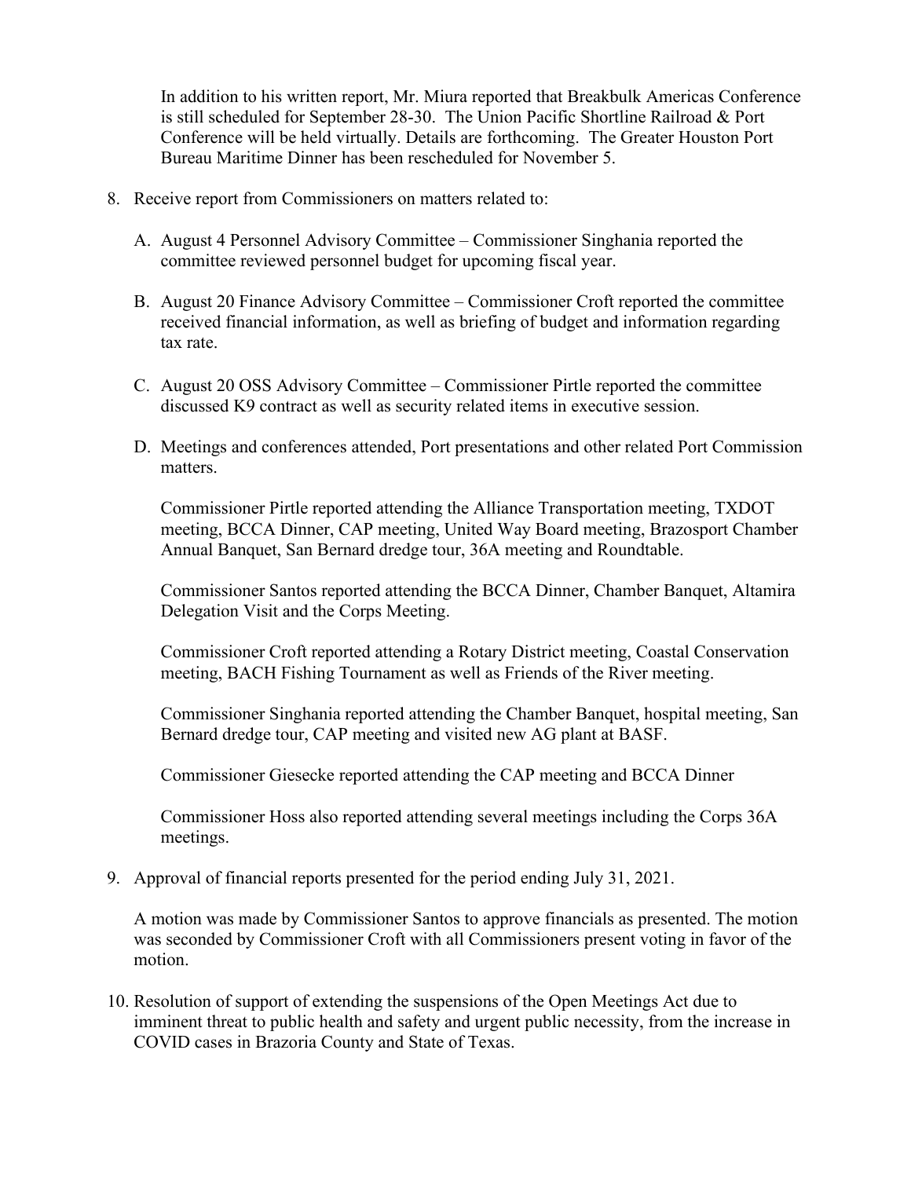In addition to his written report, Mr. Miura reported that Breakbulk Americas Conference is still scheduled for September 28-30. The Union Pacific Shortline Railroad & Port Conference will be held virtually. Details are forthcoming. The Greater Houston Port Bureau Maritime Dinner has been rescheduled for November 5.

8. Receive report from Commissioners on matters related to:

   A. August 4 Personnel Advisory Committee – Commissioner Singhania reported the committee reviewed personnel budget for upcoming fiscal year.

   B. August 20 Finance Advisory Committee – Commissioner Croft reported the committee received financial information, as well as briefing of budget and information regarding tax rate.

   C. August 20 OSS Advisory Committee – Commissioner Pirtle reported the committee discussed K9 contract as well as security related items in executive session.

   D. Meetings and conferences attended, Port presentations and other related Port Commission matters.

   Commissioner Pirtle reported attending the Alliance Transportation meeting, TXDOT meeting, BCCA Dinner, CAP meeting, United Way Board meeting, Brazosport Chamber Annual Banquet, San Bernard dredge tour, 36A meeting and Roundtable.

   Commissioner Santos reported attending the BCCA Dinner, Chamber Banquet, Altamira Delegation Visit and the Corps Meeting.

   Commissioner Croft reported attending a Rotary District meeting, Coastal Conservation meeting, BACH Fishing Tournament as well as Friends of the River meeting.

   Commissioner Singhania reported attending the Chamber Banquet, hospital meeting, San Bernard dredge tour, CAP meeting and visited new AG plant at BASF.

   Commissioner Giesecke reported attending the CAP meeting and BCCA Dinner

   Commissioner Hoss also reported attending several meetings including the Corps 36A meetings.

9. Approval of financial reports presented for the period ending July 31, 2021.

   A motion was made by Commissioner Santos to approve financials as presented. The motion was seconded by Commissioner Croft with all Commissioners present voting in favor of the motion.

10. Resolution of support of extending the suspensions of the Open Meetings Act due to imminent threat to public health and safety and urgent public necessity, from the increase in COVID cases in Brazoria County and State of Texas.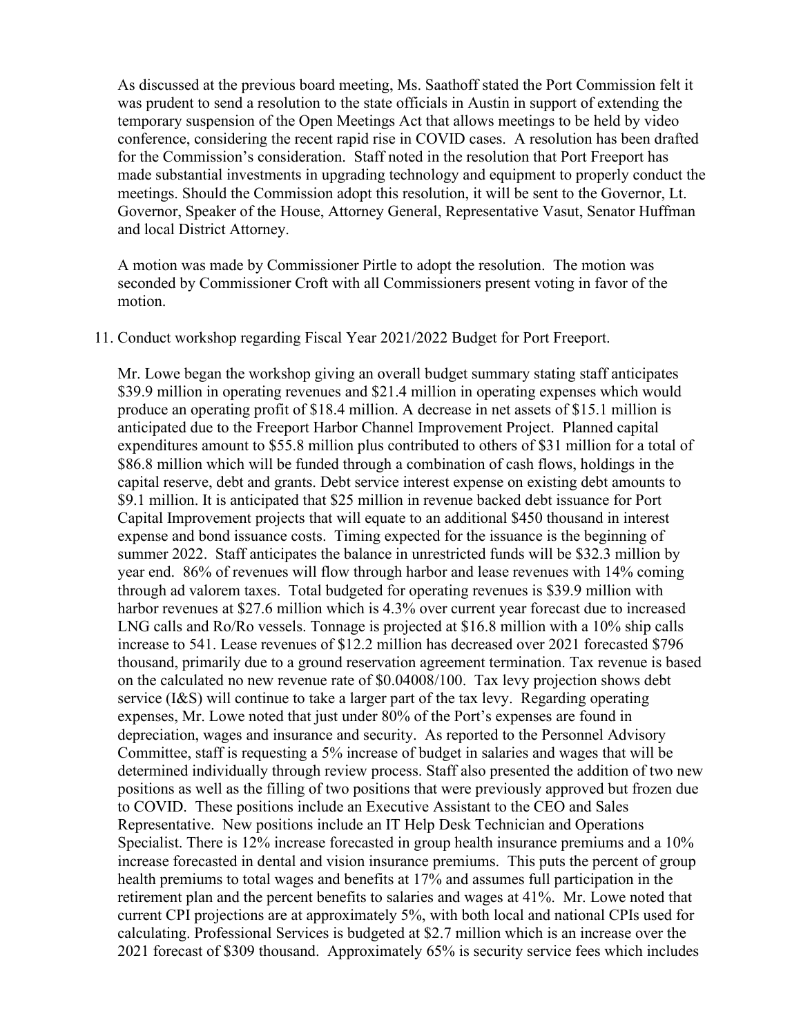As discussed at the previous board meeting, Ms. Saathoff stated the Port Commission felt it was prudent to send a resolution to the state officials in Austin in support of extending the temporary suspension of the Open Meetings Act that allows meetings to be held by video conference, considering the recent rapid rise in COVID cases. A resolution has been drafted for the Commission's consideration. Staff noted in the resolution that Port Freeport has made substantial investments in upgrading technology and equipment to properly conduct the meetings. Should the Commission adopt this resolution, it will be sent to the Governor, Lt. Governor, Speaker of the House, Attorney General, Representative Vasut, Senator Huffman and local District Attorney.

A motion was made by Commissioner Pirtle to adopt the resolution. The motion was seconded by Commissioner Croft with all Commissioners present voting in favor of the motion.

11. Conduct workshop regarding Fiscal Year 2021/2022 Budget for Port Freeport.

Mr. Lowe began the workshop giving an overall budget summary stating staff anticipates $39.9 million in operating revenues and $21.4 million in operating expenses which would produce an operating profit of $18.4 million. A decrease in net assets of $15.1 million is anticipated due to the Freeport Harbor Channel Improvement Project. Planned capital expenditures amount to $55.8 million plus contributed to others of $31 million for a total of $86.8 million which will be funded through a combination of cash flows, holdings in the capital reserve, debt and grants. Debt service interest expense on existing debt amounts to $9.1 million. It is anticipated that $25 million in revenue backed debt issuance for Port Capital Improvement projects that will equate to an additional $450 thousand in interest expense and bond issuance costs. Timing expected for the issuance is the beginning of summer 2022. Staff anticipates the balance in unrestricted funds will be $32.3 million by year end. 86% of revenues will flow through harbor and lease revenues with 14% coming through ad valorem taxes. Total budgeted for operating revenues is $39.9 million with harbor revenues at $27.6 million which is 4.3% over current year forecast due to increased LNG calls and Ro/Ro vessels. Tonnage is projected at $16.8 million with a 10% ship calls increase to 541. Lease revenues of $12.2 million has decreased over 2021 forecasted $796 thousand, primarily due to a ground reservation agreement termination. Tax revenue is based on the calculated no new revenue rate of $0.04008/100. Tax levy projection shows debt service (I&S) will continue to take a larger part of the tax levy. Regarding operating expenses, Mr. Lowe noted that just under 80% of the Port's expenses are found in depreciation, wages and insurance and security. As reported to the Personnel Advisory Committee, staff is requesting a 5% increase of budget in salaries and wages that will be determined individually through review process. Staff also presented the addition of two new positions as well as the filling of two positions that were previously approved but frozen due to COVID. These positions include an Executive Assistant to the CEO and Sales Representative. New positions include an IT Help Desk Technician and Operations Specialist. There is 12% increase forecasted in group health insurance premiums and a 10% increase forecasted in dental and vision insurance premiums. This puts the percent of group health premiums to total wages and benefits at 17% and assumes full participation in the retirement plan and the percent benefits to salaries and wages at 41%. Mr. Lowe noted that current CPI projections are at approximately 5%, with both local and national CPIs used for calculating. Professional Services is budgeted at $2.7 million which is an increase over the 2021 forecast of $309 thousand. Approximately 65% is security service fees which includes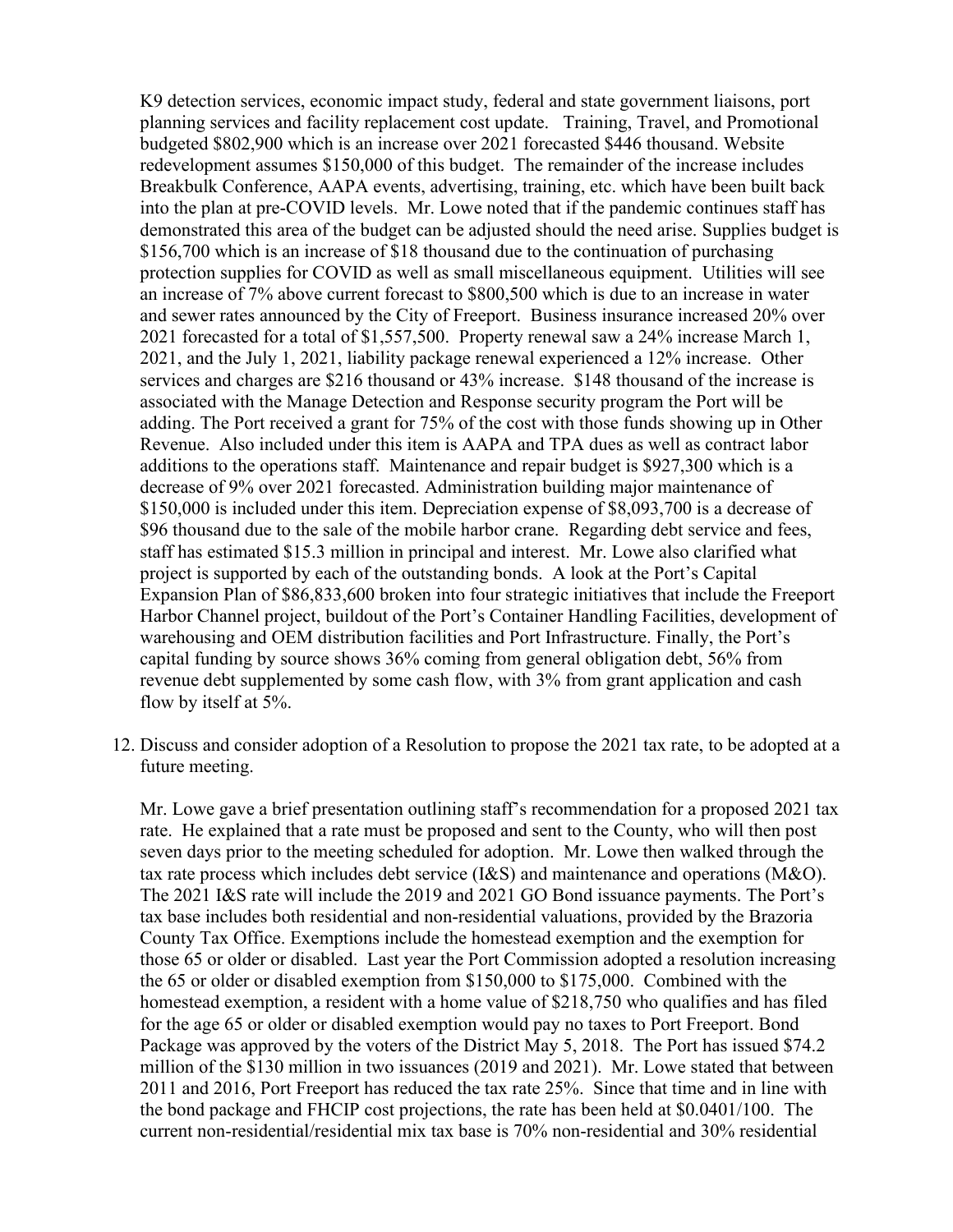K9 detection services, economic impact study, federal and state government liaisons, port planning services and facility replacement cost update. Training, Travel, and Promotional budgeted $802,900 which is an increase over 2021 forecasted $446 thousand. Website redevelopment assumes $150,000 of this budget. The remainder of the increase includes Breakbulk Conference, AAPA events, advertising, training, etc. which have been built back into the plan at pre-COVID levels. Mr. Lowe noted that if the pandemic continues staff has demonstrated this area of the budget can be adjusted should the need arise. Supplies budget is $156,700 which is an increase of $18 thousand due to the continuation of purchasing protection supplies for COVID as well as small miscellaneous equipment. Utilities will see an increase of 7% above current forecast to $800,500 which is due to an increase in water and sewer rates announced by the City of Freeport. Business insurance increased 20% over 2021 forecasted for a total of $1,557,500. Property renewal saw a 24% increase March 1, 2021, and the July 1, 2021, liability package renewal experienced a 12% increase. Other services and charges are $216 thousand or 43% increase. $148 thousand of the increase is associated with the Manage Detection and Response security program the Port will be adding. The Port received a grant for 75% of the cost with those funds showing up in Other Revenue. Also included under this item is AAPA and TPA dues as well as contract labor additions to the operations staff. Maintenance and repair budget is $927,300 which is a decrease of 9% over 2021 forecasted. Administration building major maintenance of $150,000 is included under this item. Depreciation expense of $8,093,700 is a decrease of $96 thousand due to the sale of the mobile harbor crane. Regarding debt service and fees, staff has estimated $15.3 million in principal and interest. Mr. Lowe also clarified what project is supported by each of the outstanding bonds. A look at the Port's Capital Expansion Plan of $86,833,600 broken into four strategic initiatives that include the Freeport Harbor Channel project, buildout of the Port's Container Handling Facilities, development of warehousing and OEM distribution facilities and Port Infrastructure. Finally, the Port's capital funding by source shows 36% coming from general obligation debt, 56% from revenue debt supplemented by some cash flow, with 3% from grant application and cash flow by itself at 5%.

12. Discuss and consider adoption of a Resolution to propose the 2021 tax rate, to be adopted at a future meeting.

    Mr. Lowe gave a brief presentation outlining staff's recommendation for a proposed 2021 tax rate. He explained that a rate must be proposed and sent to the County, who will then post seven days prior to the meeting scheduled for adoption. Mr. Lowe then walked through the tax rate process which includes debt service (I&S) and maintenance and operations (M&O). The 2021 I&S rate will include the 2019 and 2021 GO Bond issuance payments. The Port's tax base includes both residential and non-residential valuations, provided by the Brazoria County Tax Office. Exemptions include the homestead exemption and the exemption for those 65 or older or disabled. Last year the Port Commission adopted a resolution increasing the 65 or older or disabled exemption from $150,000 to $175,000. Combined with the homestead exemption, a resident with a home value of $218,750 who qualifies and has filed for the age 65 or older or disabled exemption would pay no taxes to Port Freeport. Bond Package was approved by the voters of the District May 5, 2018. The Port has issued $74.2 million of the $130 million in two issuances (2019 and 2021). Mr. Lowe stated that between 2011 and 2016, Port Freeport has reduced the tax rate 25%. Since that time and in line with the bond package and FHCIP cost projections, the rate has been held at $0.0401/100. The current non-residential/residential mix tax base is 70% non-residential and 30% residential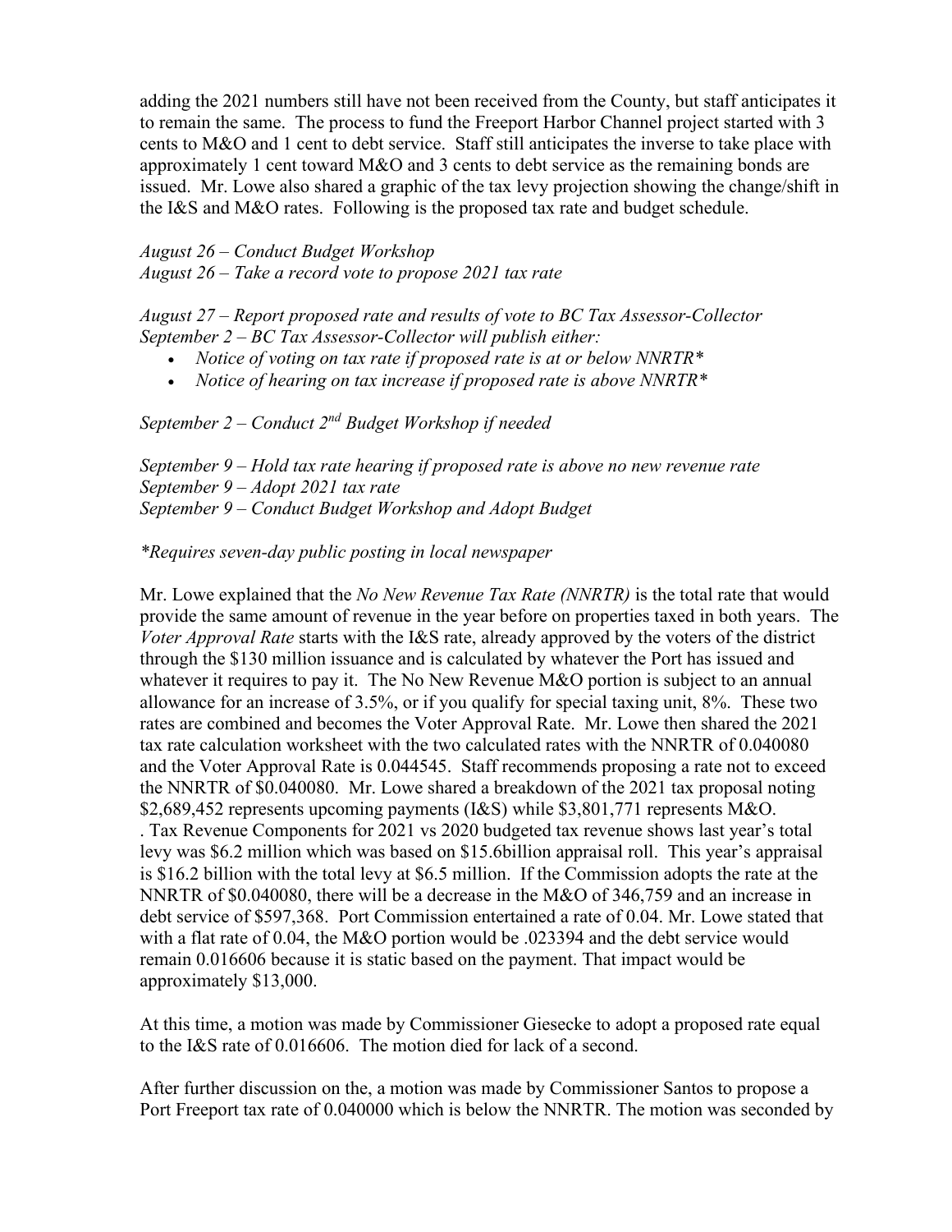adding the 2021 numbers still have not been received from the County, but staff anticipates it to remain the same. The process to fund the Freeport Harbor Channel project started with 3 cents to M&O and 1 cent to debt service. Staff still anticipates the inverse to take place with approximately 1 cent toward M&O and 3 cents to debt service as the remaining bonds are issued. Mr. Lowe also shared a graphic of the tax levy projection showing the change/shift in the I&S and M&O rates. Following is the proposed tax rate and budget schedule.

*August 26 – Conduct Budget Workshop*
*August 26 – Take a record vote to propose 2021 tax rate*

*August 27 – Report proposed rate and results of vote to BC Tax Assessor-Collector*
*September 2 – BC Tax Assessor-Collector will publish either:*

- *Notice of voting on tax rate if proposed rate is at or below NNRTR\**
- *Notice of hearing on tax increase if proposed rate is above NNRTR\**

*September 2 – Conduct 2nd Budget Workshop if needed*

*September 9 – Hold tax rate hearing if proposed rate is above no new revenue rate*
*September 9 – Adopt 2021 tax rate*
*September 9 – Conduct Budget Workshop and Adopt Budget*

*\*Requires seven-day public posting in local newspaper*

Mr. Lowe explained that the *No New Revenue Tax Rate (NNRTR)* is the total rate that would provide the same amount of revenue in the year before on properties taxed in both years. The *Voter Approval Rate* starts with the I&S rate, already approved by the voters of the district through the $130 million issuance and is calculated by whatever the Port has issued and whatever it requires to pay it. The No New Revenue M&O portion is subject to an annual allowance for an increase of 3.5%, or if you qualify for special taxing unit, 8%. These two rates are combined and becomes the Voter Approval Rate. Mr. Lowe then shared the 2021 tax rate calculation worksheet with the two calculated rates with the NNRTR of 0.040080 and the Voter Approval Rate is 0.044545. Staff recommends proposing a rate not to exceed the NNRTR of $0.040080. Mr. Lowe shared a breakdown of the 2021 tax proposal noting $2,689,452 represents upcoming payments (I&S) while $3,801,771 represents M&O. . Tax Revenue Components for 2021 vs 2020 budgeted tax revenue shows last year's total levy was $6.2 million which was based on $15.6billion appraisal roll. This year's appraisal is $16.2 billion with the total levy at $6.5 million. If the Commission adopts the rate at the NNRTR of $0.040080, there will be a decrease in the M&O of 346,759 and an increase in debt service of $597,368. Port Commission entertained a rate of 0.04. Mr. Lowe stated that with a flat rate of 0.04, the M&O portion would be .023394 and the debt service would remain 0.016606 because it is static based on the payment. That impact would be approximately $13,000.

At this time, a motion was made by Commissioner Giesecke to adopt a proposed rate equal to the I&S rate of 0.016606. The motion died for lack of a second.

After further discussion on the, a motion was made by Commissioner Santos to propose a Port Freeport tax rate of 0.040000 which is below the NNRTR. The motion was seconded by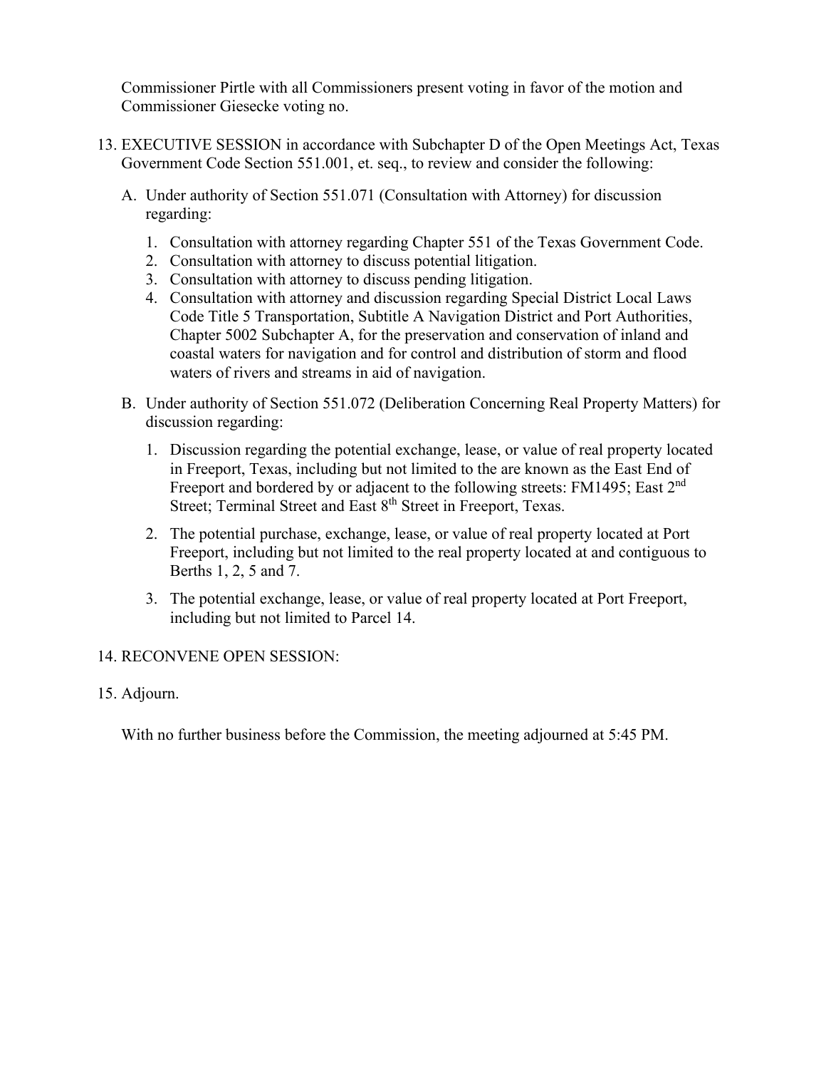Commissioner Pirtle with all Commissioners present voting in favor of the motion and Commissioner Giesecke voting no.

13. EXECUTIVE SESSION in accordance with Subchapter D of the Open Meetings Act, Texas Government Code Section 551.001, et. seq., to review and consider the following:

    A. Under authority of Section 551.071 (Consultation with Attorney) for discussion regarding:

        1. Consultation with attorney regarding Chapter 551 of the Texas Government Code.
        2. Consultation with attorney to discuss potential litigation.
        3. Consultation with attorney to discuss pending litigation.
        4. Consultation with attorney and discussion regarding Special District Local Laws Code Title 5 Transportation, Subtitle A Navigation District and Port Authorities, Chapter 5002 Subchapter A, for the preservation and conservation of inland and coastal waters for navigation and for control and distribution of storm and flood waters of rivers and streams in aid of navigation.

    B. Under authority of Section 551.072 (Deliberation Concerning Real Property Matters) for discussion regarding:

        1. Discussion regarding the potential exchange, lease, or value of real property located in Freeport, Texas, including but not limited to the are known as the East End of Freeport and bordered by or adjacent to the following streets: FM1495; East 2nd Street; Terminal Street and East 8th Street in Freeport, Texas.

        2. The potential purchase, exchange, lease, or value of real property located at Port Freeport, including but not limited to the real property located at and contiguous to Berths 1, 2, 5 and 7.

        3. The potential exchange, lease, or value of real property located at Port Freeport, including but not limited to Parcel 14.

14. RECONVENE OPEN SESSION:

15. Adjourn.

    With no further business before the Commission, the meeting adjourned at 5:45 PM.